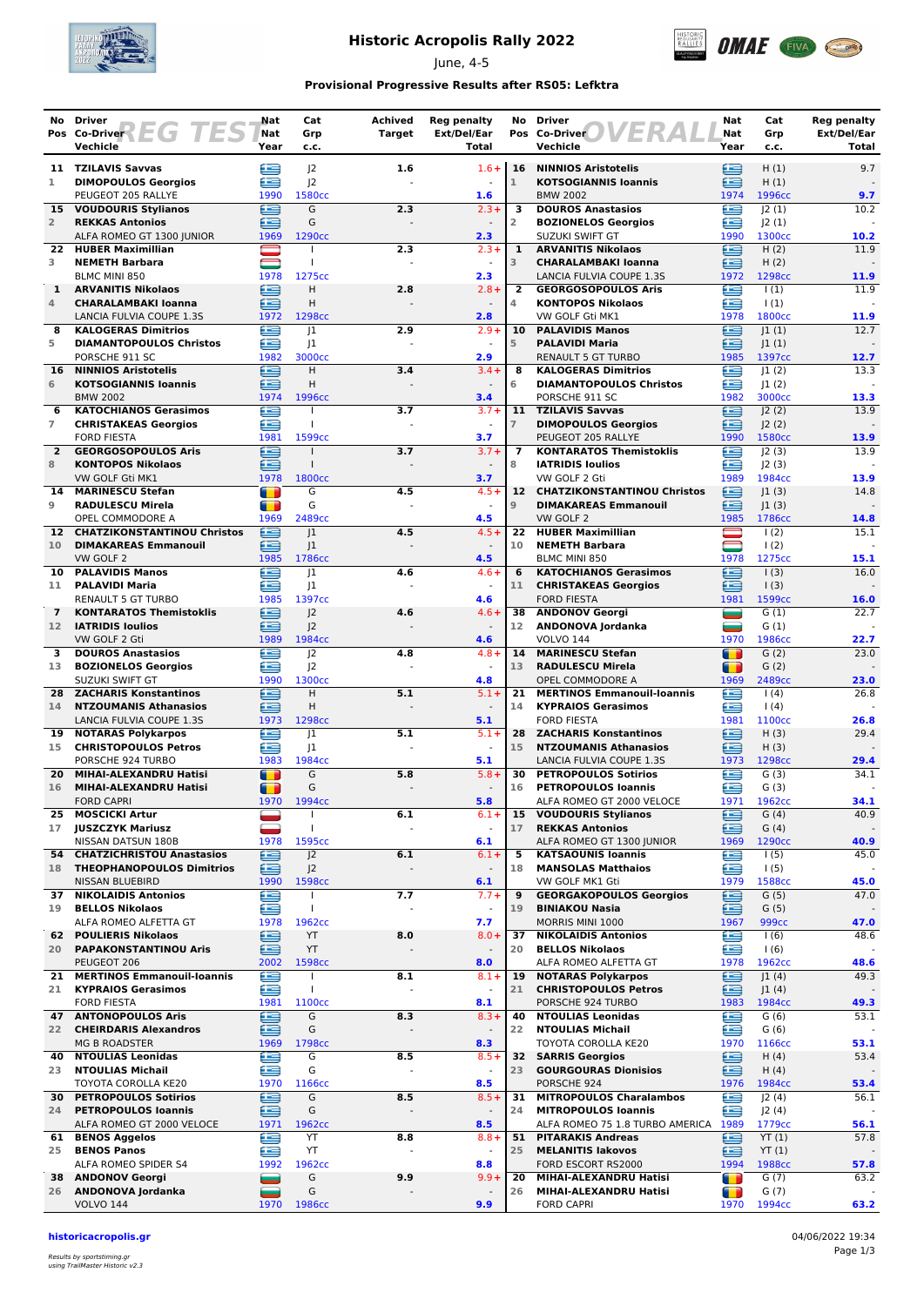# Historic Acropolis Rally 2022

June, 4-5

### Provisional Progressive Results after RS05: Lefktra

## REG TEST

| No | Pos | Driver / Co-Driver / Vechicle | Nat / Nat / Year | Cat / Grp / c.c. | Achived Target | Reg penalty Ext/Del/Ear Total |
|---|---|---|---|---|---|---|
| 11 | 1 | TZILAVIS Savvas / DIMOPOULOS Georgios / PEUGEOT 205 RALLYE | GR / GR / 1990 | J2 / J2 / 1580cc | 1.6 | 1.6+ / - / 1.6 |
| 15 | 2 | VOUDOURIS Stylianos / REKKAS Antonios / ALFA ROMEO GT 1300 JUNIOR | GR / GR / 1969 | G / G / 1290cc | 2.3 | 2.3+ / - / 2.3 |
| 22 | 3 | HUBER Maximillian / NEMETH Barbara / BLMC MINI 850 | AT / AT / 1978 | I / I / 1275cc | 2.3 | 2.3+ / - / 2.3 |
| 1 | 4 | ARVANITIS Nikolaos / CHARALAMBAKI Ioanna / LANCIA FULVIA COUPE 1.3S | GR / GR / 1972 | H / H / 1298cc | 2.8 | 2.8+ / - / 2.8 |
| 8 | 5 | KALOGERAS Dimitrios / DIAMANTOPOULOS Christos / PORSCHE 911 SC | GR / GR / 1982 | J1 / J1 / 3000cc | 2.9 | 2.9+ / - / 2.9 |
| 16 | 6 | NINNIOS Aristotelis / KOTSOGIANNIS Ioannis / BMW 2002 | GR / GR / 1974 | H / H / 1996cc | 3.4 | 3.4+ / - / 3.4 |
| 6 | 7 | KATOCHIANOS Gerasimos / CHRISTAKEAS Georgios / FORD FIESTA | GR / GR / 1981 | I / I / 1599cc | 3.7 | 3.7+ / - / 3.7 |
| 2 | 8 | GEORGOSOPOULOS Aris / KONTOPOS Nikolaos / VW GOLF Gti MK1 | GR / GR / 1978 | I / I / 1800cc | 3.7 | 3.7+ / - / 3.7 |
| 14 | 9 | MARINESCU Stefan / RADULESCU Mirela / OPEL COMMODORE A | RO / RO / 1969 | G / G / 2489cc | 4.5 | 4.5+ / - / 4.5 |
| 12 | 10 | CHATZIKONSTANTINOU Christos / DIMAKAREAS Emmanouil / VW GOLF 2 | GR / GR / 1985 | J1 / J1 / 1786cc | 4.5 | 4.5+ / - / 4.5 |
| 10 | 11 | PALAVIDIS Manos / PALAVIDI Maria / RENAULT 5 GT TURBO | GR / GR / 1985 | J1 / J1 / 1397cc | 4.6 | 4.6+ / - / 4.6 |
| 7 | 12 | KONTARATOS Themistoklis / IATRIDIS Ioulios / VW GOLF 2 Gti | GR / GR / 1989 | J2 / J2 / 1984cc | 4.6 | 4.6+ / - / 4.6 |
| 3 | 13 | DOUROS Anastasios / BOZIONELOS Georgios / SUZUKI SWIFT GT | GR / GR / 1990 | J2 / J2 / 1300cc | 4.8 | 4.8+ / - / 4.8 |
| 28 | 14 | ZACHARIS Konstantinos / NTZOUMANIS Athanasios / LANCIA FULVIA COUPE 1.3S | GR / GR / 1973 | H / H / 1298cc | 5.1 | 5.1+ / - / 5.1 |
| 19 | 15 | NOTARAS Polykarpos / CHRISTOPOULOS Petros / PORSCHE 924 TURBO | GR / GR / 1983 | J1 / J1 / 1984cc | 5.1 | 5.1+ / - / 5.1 |
| 20 | 16 | MIHAI-ALEXANDRU Hatisi / MIHAI-ALEXANDRU Hatisi / FORD CAPRI | RO / RO / 1970 | G / G / 1994cc | 5.8 | 5.8+ / - / 5.8 |
| 25 | 17 | MOSCICKI Artur / JUSZCZYK Mariusz / NISSAN DATSUN 180B | PL / PL / 1978 | I / I / 1595cc | 6.1 | 6.1+ / - / 6.1 |
| 54 | 18 | CHATZICHRISTOU Anastasios / THEOPHANOPOULOS Dimitrios / NISSAN BLUEBIRD | GR / GR / 1990 | J2 / J2 / 1598cc | 6.1 | 6.1+ / - / 6.1 |
| 37 | 19 | NIKOLAIDIS Antonios / BELLOS Nikolaos / ALFA ROMEO ALFETTA GT | GR / GR / 1978 | I / I / 1962cc | 7.7 | 7.7+ / - / 7.7 |
| 62 | 20 | POULIERIS Nikolaos / PAPAKONSTANTINOU Aris / PEUGEOT 206 | GR / GR / 2002 | YT / YT / 1598cc | 8.0 | 8.0+ / - / 8.0 |
| 21 | 21 | MERTINOS Emmanouil-Ioannis / KYPRAIOS Gerasimos / FORD FIESTA | GR / GR / 1981 | I / I / 1100cc | 8.1 | 8.1+ / - / 8.1 |
| 47 | 22 | ANTONOPOULOS Aris / CHEIRDARIS Alexandros / MG B ROADSTER | GR / GR / 1969 | G / G / 1798cc | 8.3 | 8.3+ / - / 8.3 |
| 40 | 23 | NTOULIAS Leonidas / NTOULIAS Michail / TOYOTA COROLLA KE20 | GR / GR / 1970 | G / G / 1166cc | 8.5 | 8.5+ / - / 8.5 |
| 30 | 24 | PETROPOULOS Sotirios / PETROPOULOS Ioannis / ALFA ROMEO GT 2000 VELOCE | GR / GR / 1971 | G / G / 1962cc | 8.5 | 8.5+ / - / 8.5 |
| 61 | 25 | BENOS Aggelos / BENOS Panos / ALFA ROMEO SPIDER S4 | GR / GR / 1992 | YT / YT / 1962cc | 8.8 | 8.8+ / - / 8.8 |
| 38 | 26 | ANDONOV Georgi / ANDONOVA Jordanka / VOLVO 144 | BG / BG / 1970 | G / G / 1986cc | 9.9 | 9.9+ / - / 9.9 |

## OVERALL

| No | Pos | Driver / Co-Driver / Vechicle | Nat / Nat / Year | Cat / Grp / c.c. | Reg penalty Ext/Del/Ear Total |
|---|---|---|---|---|---|
| 16 | 1 | NINNIOS Aristotelis / KOTSOGIANNIS Ioannis / BMW 2002 | GR / GR / 1974 | H (1) / H (1) / 1996cc | 9.7 / - / 9.7 |
| 3 | 2 | DOUROS Anastasios / BOZIONELOS Georgios / SUZUKI SWIFT GT | GR / GR / 1990 | J2 (1) / J2 (1) / 1300cc | 10.2 / - / 10.2 |
| 1 | 3 | ARVANITIS Nikolaos / CHARALAMBAKI Ioanna / LANCIA FULVIA COUPE 1.3S | GR / GR / 1972 | H (2) / H (2) / 1298cc | 11.9 / - / 11.9 |
| 2 | 4 | GEORGOSOPOULOS Aris / KONTOPOS Nikolaos / VW GOLF Gti MK1 | GR / GR / 1978 | I (1) / I (1) / 1800cc | 11.9 / - / 11.9 |
| 10 | 5 | PALAVIDIS Manos / PALAVIDI Maria / RENAULT 5 GT TURBO | GR / GR / 1985 | J1 (1) / J1 (1) / 1397cc | 12.7 / - / 12.7 |
| 8 | 6 | KALOGERAS Dimitrios / DIAMANTOPOULOS Christos / PORSCHE 911 SC | GR / GR / 1982 | J1 (2) / J1 (2) / 3000cc | 13.3 / - / 13.3 |
| 11 | 7 | TZILAVIS Savvas / DIMOPOULOS Georgios / PEUGEOT 205 RALLYE | GR / GR / 1990 | J2 (2) / J2 (2) / 1580cc | 13.9 / - / 13.9 |
| 7 | 8 | KONTARATOS Themistoklis / IATRIDIS Ioulios / VW GOLF 2 Gti | GR / GR / 1989 | J2 (3) / J2 (3) / 1984cc | 13.9 / - / 13.9 |
| 12 | 9 | CHATZIKONSTANTINOU Christos / DIMAKAREAS Emmanouil / VW GOLF 2 | GR / GR / 1985 | J1 (3) / J1 (3) / 1786cc | 14.8 / - / 14.8 |
| 22 | 10 | HUBER Maximillian / NEMETH Barbara / BLMC MINI 850 | AT / AT / 1978 | I (2) / I (2) / 1275cc | 15.1 / - / 15.1 |
| 6 | 11 | KATOCHIANOS Gerasimos / CHRISTAKEAS Georgios / FORD FIESTA | GR / GR / 1981 | I (3) / I (3) / 1599cc | 16.0 / - / 16.0 |
| 38 | 12 | ANDONOV Georgi / ANDONOVA Jordanka / VOLVO 144 | BG / BG / 1970 | G (1) / G (1) / 1986cc | 22.7 / - / 22.7 |
| 14 | 13 | MARINESCU Stefan / RADULESCU Mirela / OPEL COMMODORE A | RO / RO / 1969 | G (2) / G (2) / 2489cc | 23.0 / - / 23.0 |
| 21 | 14 | MERTINOS Emmanouil-Ioannis / KYPRAIOS Gerasimos / FORD FIESTA | GR / GR / 1981 | I (4) / I (4) / 1100cc | 26.8 / - / 26.8 |
| 28 | 15 | ZACHARIS Konstantinos / NTZOUMANIS Athanasios / LANCIA FULVIA COUPE 1.3S | GR / GR / 1973 | H (3) / H (3) / 1298cc | 29.4 / - / 29.4 |
| 30 | 16 | PETROPOULOS Sotirios / PETROPOULOS Ioannis / ALFA ROMEO GT 2000 VELOCE | GR / GR / 1971 | G (3) / G (3) / 1962cc | 34.1 / - / 34.1 |
| 15 | 17 | VOUDOURIS Stylianos / REKKAS Antonios / ALFA ROMEO GT 1300 JUNIOR | GR / GR / 1969 | G (4) / G (4) / 1290cc | 40.9 / - / 40.9 |
| 5 | 18 | KATSAOUNIS Ioannis / MANSOLAS Matthaios / VW GOLF MK1 Gti | GR / GR / 1979 | I (5) / I (5) / 1588cc | 45.0 / - / 45.0 |
| 9 | 19 | GEORGAKOPOULOS Georgios / BINIAKOU Nasia / MORRIS MINI 1000 | GR / GR / 1967 | G (5) / G (5) / 999cc | 47.0 / - / 47.0 |
| 37 | 20 | NIKOLAIDIS Antonios / BELLOS Nikolaos / ALFA ROMEO ALFETTA GT | GR / GR / 1978 | I (6) / I (6) / 1962cc | 48.6 / - / 48.6 |
| 19 | 21 | NOTARAS Polykarpos / CHRISTOPOULOS Petros / PORSCHE 924 TURBO | GR / GR / 1983 | J1 (4) / J1 (4) / 1984cc | 49.3 / - / 49.3 |
| 40 | 22 | NTOULIAS Leonidas / NTOULIAS Michail / TOYOTA COROLLA KE20 | GR / GR / 1970 | G (6) / G (6) / 1166cc | 53.1 / - / 53.1 |
| 32 | 23 | SARRIS Georgios / GOURGOURAS Dionisios / PORSCHE 924 | GR / GR / 1976 | H (4) / H (4) / 1984cc | 53.4 / - / 53.4 |
| 31 | 24 | MITROPOULOS Charalambos / MITROPOULOS Ioannis / ALFA ROMEO 75 1.8 TURBO AMERICA | GR / GR / 1989 | J2 (4) / J2 (4) / 1779cc | 56.1 / - / 56.1 |
| 51 | 25 | PITARAKIS Andreas / MELANITIS Iakovos / FORD ESCORT RS2000 | GR / GR / 1994 | YT (1) / YT (1) / 1988cc | 57.8 / - / 57.8 |
| 20 | 26 | MIHAI-ALEXANDRU Hatisi / MIHAI-ALEXANDRU Hatisi / FORD CAPRI | RO / RO / 1970 | G (7) / G (7) / 1994cc | 63.2 / - / 63.2 |

historicacropolis.gr

04/06/2022 19:34

*Results by sportstiming.gr using TrailMaster Historic v2.3*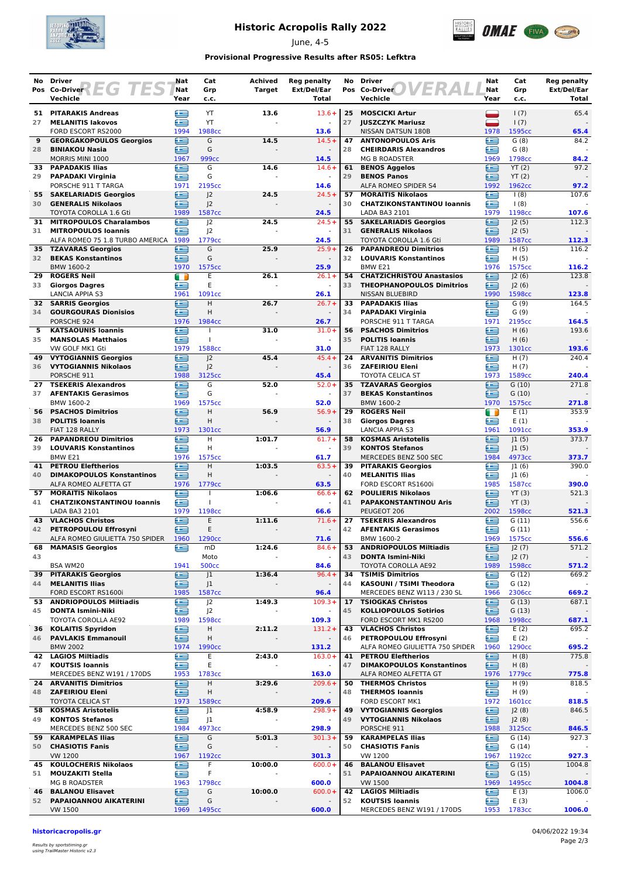# Historic Acropolis Rally 2022

June, 4-5

### Provisional Progressive Results after RS05: Lefktra

## REG TEST

| No Pos | Driver / Co-Driver / Vechicle | Nat / Nat / Year | Cat / Grp / c.c. | Achived Target | Reg penalty Ext/Del/Ear Total |
|---|---|---|---|---|---|
| 51 / 27 | PITARAKIS Andreas / MELANITIS Iakovos / FORD ESCORT RS2000 | GR / GR / 1994 | YT / YT / 1988cc | 13.6 | 13.6+ / - / 13.6 |
| 9 / 28 | GEORGAKOPOULOS Georgios / BINIAKOU Nasia / MORRIS MINI 1000 | GR / GR / 1967 | G / G / 999cc | 14.5 | 14.5+ / - / 14.5 |
| 33 / 29 | PAPADAKIS Ilias / PAPADAKI Virginia / PORSCHE 911 T TARGA | GR / GR / 1971 | G / G / 2195cc | 14.6 | 14.6+ / - / 14.6 |
| 55 / 30 | SAKELARIADIS Georgios / GENERALIS Nikolaos / TOYOTA COROLLA 1.6 Gti | GR / GR / 1989 | J2 / J2 / 1587cc | 24.5 | 24.5+ / - / 24.5 |
| 31 / 31 | MITROPOULOS Charalambos / MITROPOULOS Ioannis / ALFA ROMEO 75 1.8 TURBO AMERICA | GR / GR / 1989 | J2 / J2 / 1779cc | 24.5 | 24.5+ / - / 24.5 |
| 35 / 32 | TZAVARAS Georgios / BEKAS Konstantinos / BMW 1600-2 | GR / GR / 1970 | G / G / 1575cc | 25.9 | 25.9+ / - / 25.9 |
| 29 / 33 | ROGERS Neil / Giorgos Dagres / LANCIA APPIA S3 | IE / GR / 1961 | E / E / 1091cc | 26.1 | 26.1+ / - / 26.1 |
| 32 / 34 | SARRIS Georgios / GOURGOURAS Dionisios / PORSCHE 924 | GR / GR / 1976 | H / H / 1984cc | 26.7 | 26.7+ / - / 26.7 |
| 5 / 35 | KATSAOUNIS Ioannis / MANSOLAS Matthaios / VW GOLF MK1 Gti | GR / GR / 1979 | I / I / 1588cc | 31.0 | 31.0+ / - / 31.0 |
| 49 / 36 | VYTOGIANNIS Georgios / VYTOGIANNIS Nikolaos / PORSCHE 911 | GR / GR / 1988 | J2 / J2 / 3125cc | 45.4 | 45.4+ / - / 45.4 |
| 27 / 37 | TSEKERIS Alexandros / AFENTAKIS Gerasimos / BMW 1600-2 | GR / GR / 1969 | G / G / 1575cc | 52.0 | 52.0+ / - / 52.0 |
| 56 / 38 | PSACHOS Dimitrios / POLITIS Ioannis / FIAT 128 RALLY | GR / GR / 1973 | H / H / 1301cc | 56.9 | 56.9+ / - / 56.9 |
| 26 / 39 | PAPANDREOU Dimitrios / LOUVARIS Konstantinos / BMW E21 | GR / GR / 1976 | H / H / 1575cc | 1:01.7 | 61.7+ / - / 61.7 |
| 41 / 40 | PETROU Eleftherios / DIMAKOPOULOS Konstantinos / ALFA ROMEO ALFETTA GT | GR / GR / 1976 | H / H / 1779cc | 1:03.5 | 63.5+ / - / 63.5 |
| 57 / 41 | MORAITIS Nikolaos / CHATZIKONSTANTINOU Ioannis / LADA BA3 2101 | GR / GR / 1979 | I / I / 1198cc | 1:06.6 | 66.6+ / - / 66.6 |
| 43 / 42 | VLACHOS Christos / PETROPOULOU Effrosyni / ALFA ROMEO GIULIETTA 750 SPIDER | GR / GR / 1960 | E / E / 1290cc | 1:11.6 | 71.6+ / - / 71.6 |
| 68 / 43 | MAMASIS Georgios / / BSA WM20 | GR / / 1941 | mD / Moto / 500cc | 1:24.6 | 84.6+ / - / 84.6 |
| 39 / 44 | PITARAKIS Georgios / MELANITIS Ilias / FORD ESCORT RS1600i | GR / GR / 1985 | J1 / J1 / 1587cc | 1:36.4 | 96.4+ / - / 96.4 |
| 53 / 45 | ANDRIOPOULOS Miltiadis / DONTA Ismini-Niki / TOYOTA COROLLA AE92 | GR / GR / 1989 | J2 / J2 / 1598cc | 1:49.3 | 109.3+ / - / 109.3 |
| 36 / 46 | KOLAITIS Spyridon / PAVLAKIS Emmanouil / BMW 2002 | GR / GR / 1974 | H / H / 1990cc | 2:11.2 | 131.2+ / - / 131.2 |
| 42 / 47 | LAGIOS Miltiadis / KOUTSIS Ioannis / MERCEDES BENZ W191 / 170DS | GR / GR / 1953 | E / E / 1783cc | 2:43.0 | 163.0+ / - / 163.0 |
| 24 / 48 | ARVANITIS Dimitrios / ZAFEIRIOU Eleni / TOYOTA CELICA ST | GR / GR / 1973 | H / H / 1589cc | 3:29.6 | 209.6+ / - / 209.6 |
| 58 / 49 | KOSMAS Aristotelis / KONTOS Stefanos / MERCEDES BENZ 500 SEC | GR / GR / 1984 | J1 / J1 / 4973cc | 4:58.9 | 298.9+ / - / 298.9 |
| 59 / 50 | KARAMPELAS Ilias / CHASIOTIS Fanis / VW 1200 | GR / GR / 1967 | G / G / 1192cc | 5:01.3 | 301.3+ / - / 301.3 |
| 45 / 51 | KOULOCHERIS Nikolaos / MOUZAKITI Stella / MG B ROADSTER | GR / GR / 1963 | F / F / 1798cc | 10:00.0 | 600.0+ / - / 600.0 |
| 46 / 52 | BALANOU Elisavet / PAPAIOANNOU AIKATERINI / VW 1500 | GR / GR / 1969 | G / G / 1495cc | 10:00.0 | 600.0+ / - / 600.0 |

## OVERALL

| No Pos | Driver / Co-Driver / Vechicle | Nat / Nat / Year | Cat / Grp / c.c. | Reg penalty Ext/Del/Ear Total |
|---|---|---|---|---|
| 25 / 27 | MOSCICKI Artur / JUSZCZYK Mariusz / NISSAN DATSUN 180B | PL / PL / 1978 | I (7) / I (7) / 1595cc | 65.4 / - / 65.4 |
| 47 / 28 | ANTONOPOULOS Aris / CHEIRDARIS Alexandros / MG B ROADSTER | GR / GR / 1969 | G (8) / G (8) / 1798cc | 84.2 / - / 84.2 |
| 61 / 29 | BENOS Aggelos / BENOS Panos / ALFA ROMEO SPIDER S4 | GR / GR / 1992 | YT (2) / YT (2) / 1962cc | 97.2 / - / 97.2 |
| 57 / 30 | MORAITIS Nikolaos / CHATZIKONSTANTINOU Ioannis / LADA BA3 2101 | GR / GR / 1979 | I (8) / I (8) / 1198cc | 107.6 / - / 107.6 |
| 55 / 31 | SAKELARIADIS Georgios / GENERALIS Nikolaos / TOYOTA COROLLA 1.6 Gti | GR / GR / 1989 | J2 (5) / J2 (5) / 1587cc | 112.3 / - / 112.3 |
| 26 / 32 | PAPANDREOU Dimitrios / LOUVARIS Konstantinos / BMW E21 | GR / GR / 1976 | H (5) / H (5) / 1575cc | 116.2 / - / 116.2 |
| 54 / 33 | CHATZICHRISTOU Anastasios / THEOPHANOPOULOS Dimitrios / NISSAN BLUEBIRD | GR / GR / 1990 | J2 (6) / J2 (6) / 1598cc | 123.8 / - / 123.8 |
| 33 / 34 | PAPADAKIS Ilias / PAPADAKI Virginia / PORSCHE 911 T TARGA | GR / GR / 1971 | G (9) / G (9) / 2195cc | 164.5 / - / 164.5 |
| 56 / 35 | PSACHOS Dimitrios / POLITIS Ioannis / FIAT 128 RALLY | GR / GR / 1973 | H (6) / H (6) / 1301cc | 193.6 / - / 193.6 |
| 24 / 36 | ARVANITIS Dimitrios / ZAFEIRIOU Eleni / TOYOTA CELICA ST | GR / GR / 1973 | H (7) / H (7) / 1589cc | 240.4 / - / 240.4 |
| 35 / 37 | TZAVARAS Georgios / BEKAS Konstantinos / BMW 1600-2 | GR / GR / 1970 | G (10) / G (10) / 1575cc | 271.8 / - / 271.8 |
| 29 / 38 | ROGERS Neil / Giorgos Dagres / LANCIA APPIA S3 | IE / GR / 1961 | E (1) / E (1) / 1091cc | 353.9 / - / 353.9 |
| 58 / 39 | KOSMAS Aristotelis / KONTOS Stefanos / MERCEDES BENZ 500 SEC | GR / GR / 1984 | J1 (5) / J1 (5) / 4973cc | 373.7 / - / 373.7 |
| 39 / 40 | PITARAKIS Georgios / MELANITIS Ilias / FORD ESCORT RS1600i | GR / GR / 1985 | J1 (6) / J1 (6) / 1587cc | 390.0 / - / 390.0 |
| 62 / 41 | POULIERIS Nikolaos / PAPAKONSTANTINOU Aris / PEUGEOT 206 | GR / GR / 2002 | YT (3) / YT (3) / 1598cc | 521.3 / - / 521.3 |
| 27 / 42 | TSEKERIS Alexandros / AFENTAKIS Gerasimos / BMW 1600-2 | GR / GR / 1969 | G (11) / G (11) / 1575cc | 556.6 / - / 556.6 |
| 53 / 43 | ANDRIOPOULOS Miltiadis / DONTA Ismini-Niki / TOYOTA COROLLA AE92 | GR / GR / 1989 | J2 (7) / J2 (7) / 1598cc | 571.2 / - / 571.2 |
| 34 / 44 | TSIMIS Dimitrios / KASOUNI / TSIMI Theodora / MERCEDES BENZ W113 / 230 SL | GR / GR / 1966 | G (12) / G (12) / 2306cc | 669.2 / - / 669.2 |
| 17 / 45 | TSIOGKAS Christos / KOLLIOPOULOS Sotirios / FORD ESCORT MK1 RS200 | GR / GR / 1968 | G (13) / G (13) / 1998cc | 687.1 / - / 687.1 |
| 43 / 46 | VLACHOS Christos / PETROPOULOU Effrosyni / ALFA ROMEO GIULIETTA 750 SPIDER | GR / GR / 1960 | E (2) / E (2) / 1290cc | 695.2 / - / 695.2 |
| 41 / 47 | PETROU Eleftherios / DIMAKOPOULOS Konstantinos / ALFA ROMEO ALFETTA GT | GR / GR / 1976 | H (8) / H (8) / 1779cc | 775.8 / - / 775.8 |
| 50 / 48 | THERMOS Christos / THERMOS Ioannis / FORD ESCORT MK1 | GR / GR / 1972 | H (9) / H (9) / 1601cc | 818.5 / - / 818.5 |
| 49 / 49 | VYTOGIANNIS Georgios / VYTOGIANNIS Nikolaos / PORSCHE 911 | GR / GR / 1988 | J2 (8) / J2 (8) / 3125cc | 846.5 / - / 846.5 |
| 59 / 50 | KARAMPELAS Ilias / CHASIOTIS Fanis / VW 1200 | GR / GR / 1967 | G (14) / G (14) / 1192cc | 927.3 / - / 927.3 |
| 46 / 51 | BALANOU Elisavet / PAPAIOANNOU AIKATERINI / VW 1500 | GR / GR / 1969 | G (15) / G (15) / 1495cc | 1004.8 / - / 1004.8 |
| 42 / 52 | LAGIOS Miltiadis / KOUTSIS Ioannis / MERCEDES BENZ W191 / 170DS | GR / GR / 1953 | E (3) / E (3) / 1783cc | 1006.0 / - / 1006.0 |

historicacropolis.gr

Results by sportstiming.gr
using TrailMaster Historic v2.3

04/06/2022 19:34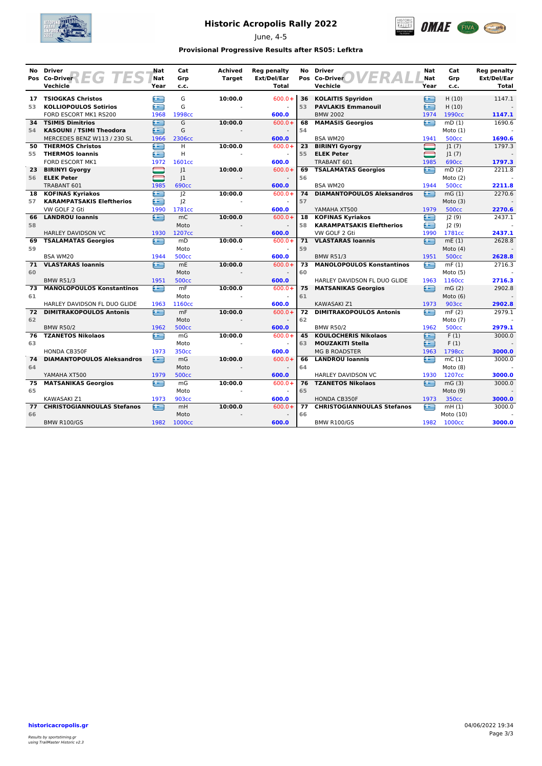# Historic Acropolis Rally 2022

June, 4-5

### Provisional Progressive Results after RS05: Lefktra

**REG TEST**

| No / Pos | Driver / Co-Driver / Vechicle | Nat / Nat / Year | Cat / Grp / c.c. | Achived Target | Reg penalty Ext/Del/Ear Total |
|---|---|---|---|---|---|
| 17 / 53 | **TSIOGKAS Christos** / **KOLLIOPOULOS Sotirios** / FORD ESCORT MK1 RS200 | GR / GR / 1968 | G / G / 1998cc | 10:00.0 | 600.0+ / - / 600.0 |
| 34 / 54 | **TSIMIS Dimitrios** / **KASOUNI / TSIMI Theodora** / MERCEDES BENZ W113 / 230 SL | GR / GR / 1966 | G / G / 2306cc | 10:00.0 | 600.0+ / - / 600.0 |
| 50 / 55 | **THERMOS Christos** / **THERMOS Ioannis** / FORD ESCORT MK1 | GR / GR / 1972 | H / H / 1601cc | 10:00.0 | 600.0+ / - / 600.0 |
| 23 / 56 | **BIRINYI Gyorgy** / **ELEK Peter** / TRABANT 601 | HU / HU / 1985 | J1 / J1 / 690cc | 10:00.0 | 600.0+ / - / 600.0 |
| 18 / 57 | **KOFINAS Kyriakos** / **KARAMPATSAKIS Eleftherios** / VW GOLF 2 Gti | GR / GR / 1990 | J2 / J2 / 1781cc | 10:00.0 | 600.0+ / - / 600.0 |
| 66 / 58 | **LANDROU Ioannis** / HARLEY DAVIDSON VC | GR / 1930 | mC / Moto / 1207cc | 10:00.0 | 600.0+ / - / 600.0 |
| 69 / 59 | **TSALAMATAS Georgios** / BSA WM20 | GR / 1944 | mD / Moto / 500cc | 10:00.0 | 600.0+ / - / 600.0 |
| 71 / 60 | **VLASTARAS Ioannis** / BMW R51/3 | GR / 1951 | mE / Moto / 500cc | 10:00.0 | 600.0+ / - / 600.0 |
| 73 / 61 | **MANOLOPOULOS Konstantinos** / HARLEY DAVIDSON FL DUO GLIDE | GR / 1963 | mF / Moto / 1160cc | 10:00.0 | 600.0+ / - / 600.0 |
| 72 / 62 | **DIMITRAKOPOULOS Antonis** / BMW R50/2 | GR / 1962 | mF / Moto / 500cc | 10:00.0 | 600.0+ / - / 600.0 |
| 76 / 63 | **TZANETOS Nikolaos** / HONDA CB350F | GR / 1973 | mG / Moto / 350cc | 10:00.0 | 600.0+ / - / 600.0 |
| 74 / 64 | **DIAMANTOPOULOS Aleksandros** / YAMAHA XT500 | GR / 1979 | mG / Moto / 500cc | 10:00.0 | 600.0+ / - / 600.0 |
| 75 / 65 | **MATSANIKAS Georgios** / KAWASAKI Z1 | GR / 1973 | mG / Moto / 903cc | 10:00.0 | 600.0+ / - / 600.0 |
| 77 / 66 | **CHRISTOGIANNOULAS Stefanos** / BMW R100/GS | GR / 1982 | mH / Moto / 1000cc | 10:00.0 | 600.0+ / - / 600.0 |

**OVERALL**

| No / Pos | Driver / Co-Driver / Vechicle | Nat / Nat / Year | Cat / Grp / c.c. | Reg penalty Ext/Del/Ear Total |
|---|---|---|---|---|
| 36 / 53 | **KOLAITIS Spyridon** / **PAVLAKIS Emmanouil** / BMW 2002 | GR / GR / 1974 | H (10) / H (10) / 1990cc | 1147.1 / - / 1147.1 |
| 68 / 54 | **MAMASIS Georgios** / BSA WM20 | GR / 1941 | mD (1) / Moto (1) / 500cc | 1690.6 / - / 1690.6 |
| 23 / 55 | **BIRINYI Gyorgy** / **ELEK Peter** / TRABANT 601 | HU / HU / 1985 | J1 (7) / J1 (7) / 690cc | 1797.3 / - / 1797.3 |
| 69 / 56 | **TSALAMATAS Georgios** / BSA WM20 | GR / 1944 | mD (2) / Moto (2) / 500cc | 2211.8 / - / 2211.8 |
| 74 / 57 | **DIAMANTOPOULOS Aleksandros** / YAMAHA XT500 | GR / 1979 | mG (1) / Moto (3) / 500cc | 2270.6 / - / 2270.6 |
| 18 / 58 | **KOFINAS Kyriakos** / **KARAMPATSAKIS Eleftherios** / VW GOLF 2 Gti | GR / GR / 1990 | J2 (9) / J2 (9) / 1781cc | 2437.1 / - / 2437.1 |
| 71 / 59 | **VLASTARAS Ioannis** / BMW R51/3 | GR / 1951 | mE (1) / Moto (4) / 500cc | 2628.8 / - / 2628.8 |
| 73 / 60 | **MANOLOPOULOS Konstantinos** / HARLEY DAVIDSON FL DUO GLIDE | GR / 1963 | mF (1) / Moto (5) / 1160cc | 2716.3 / - / 2716.3 |
| 75 / 61 | **MATSANIKAS Georgios** / KAWASAKI Z1 | GR / 1973 | mG (2) / Moto (6) / 903cc | 2902.8 / - / 2902.8 |
| 72 / 62 | **DIMITRAKOPOULOS Antonis** / BMW R50/2 | GR / 1962 | mF (2) / Moto (7) / 500cc | 2979.1 / - / 2979.1 |
| 45 / 63 | **KOULOCHERIS Nikolaos** / **MOUZAKITI Stella** / MG B ROADSTER | GR / GR / 1963 | F (1) / F (1) / 1798cc | 3000.0 / - / 3000.0 |
| 66 / 64 | **LANDROU Ioannis** / HARLEY DAVIDSON VC | GR / 1930 | mC (1) / Moto (8) / 1207cc | 3000.0 / - / 3000.0 |
| 76 / 65 | **TZANETOS Nikolaos** / HONDA CB350F | GR / 1973 | mG (3) / Moto (9) / 350cc | 3000.0 / - / 3000.0 |
| 77 / 66 | **CHRISTOGIANNOULAS Stefanos** / BMW R100/GS | GR / 1982 | mH (1) / Moto (10) / 1000cc | 3000.0 / - / 3000.0 |

**historicacropolis.gr**

*Results by sportstiming.gr*
*using TrailMaster Historic v2.3*

04/06/2022 19:34